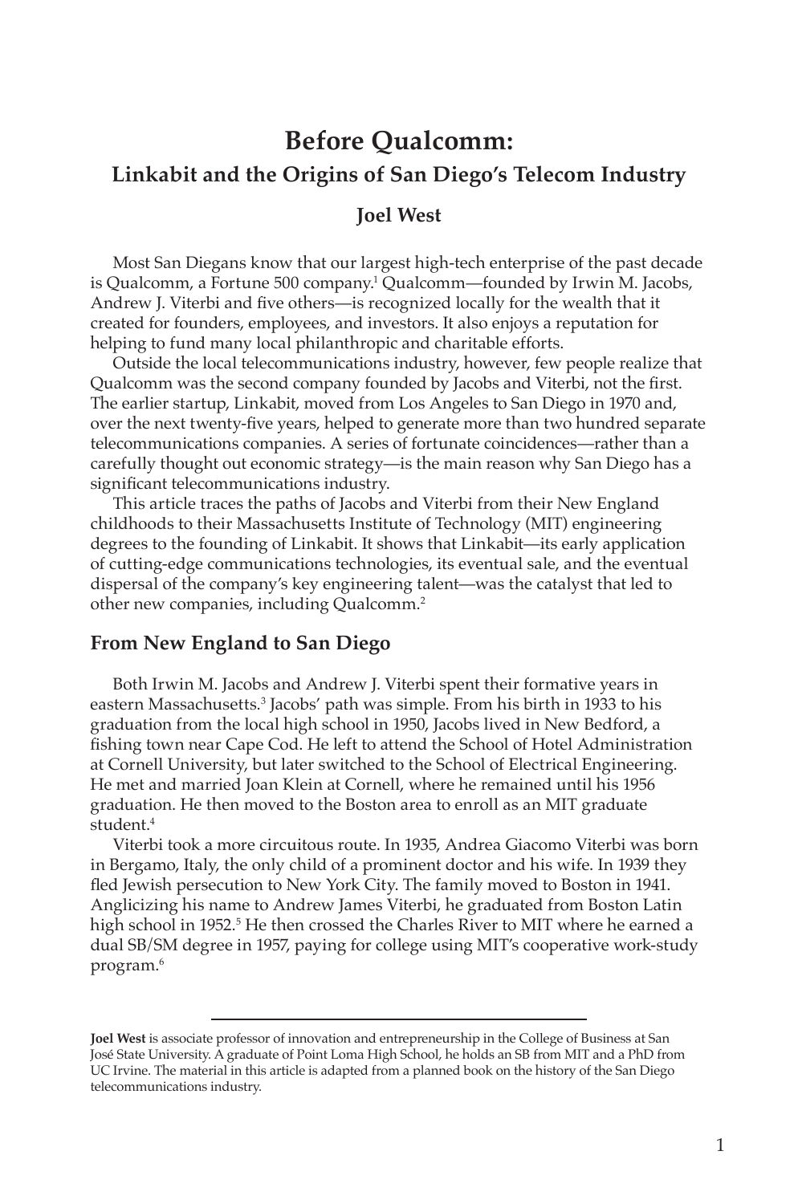# Before Qualcomm:

## Linkabit and the Origins of San Diego's Telecom Industry

### Joel West

Most San Diegans know that our largest high-tech enterprise of the past decade is Qualcomm, a Fortune 500 company.[1] Qualcomm—founded by Irwin M. Jacobs, Andrew J. Viterbi and five others—is recognized locally for the wealth that it created for founders, employees, and investors. It also enjoys a reputation for helping to fund many local philanthropic and charitable efforts.

Outside the local telecommunications industry, however, few people realize that Qualcomm was the second company founded by Jacobs and Viterbi, not the first. The earlier startup, Linkabit, moved from Los Angeles to San Diego in 1970 and, over the next twenty-five years, helped to generate more than two hundred separate telecommunications companies. A series of fortunate coincidences—rather than a carefully thought out economic strategy—is the main reason why San Diego has a significant telecommunications industry.

This article traces the paths of Jacobs and Viterbi from their New England childhoods to their Massachusetts Institute of Technology (MIT) engineering degrees to the founding of Linkabit. It shows that Linkabit—its early application of cutting-edge communications technologies, its eventual sale, and the eventual dispersal of the company's key engineering talent—was the catalyst that led to other new companies, including Qualcomm.[2]

## From New England to San Diego

Both Irwin M. Jacobs and Andrew J. Viterbi spent their formative years in eastern Massachusetts.[3] Jacobs' path was simple. From his birth in 1933 to his graduation from the local high school in 1950, Jacobs lived in New Bedford, a fishing town near Cape Cod. He left to attend the School of Hotel Administration at Cornell University, but later switched to the School of Electrical Engineering. He met and married Joan Klein at Cornell, where he remained until his 1956 graduation. He then moved to the Boston area to enroll as an MIT graduate student.[4]

Viterbi took a more circuitous route. In 1935, Andrea Giacomo Viterbi was born in Bergamo, Italy, the only child of a prominent doctor and his wife. In 1939 they fled Jewish persecution to New York City. The family moved to Boston in 1941. Anglicizing his name to Andrew James Viterbi, he graduated from Boston Latin high school in 1952.[5] He then crossed the Charles River to MIT where he earned a dual SB/SM degree in 1957, paying for college using MIT's cooperative work-study program.[6]

---

**Joel West** is associate professor of innovation and entrepreneurship in the College of Business at San José State University. A graduate of Point Loma High School, he holds an SB from MIT and a PhD from UC Irvine. The material in this article is adapted from a planned book on the history of the San Diego telecommunications industry.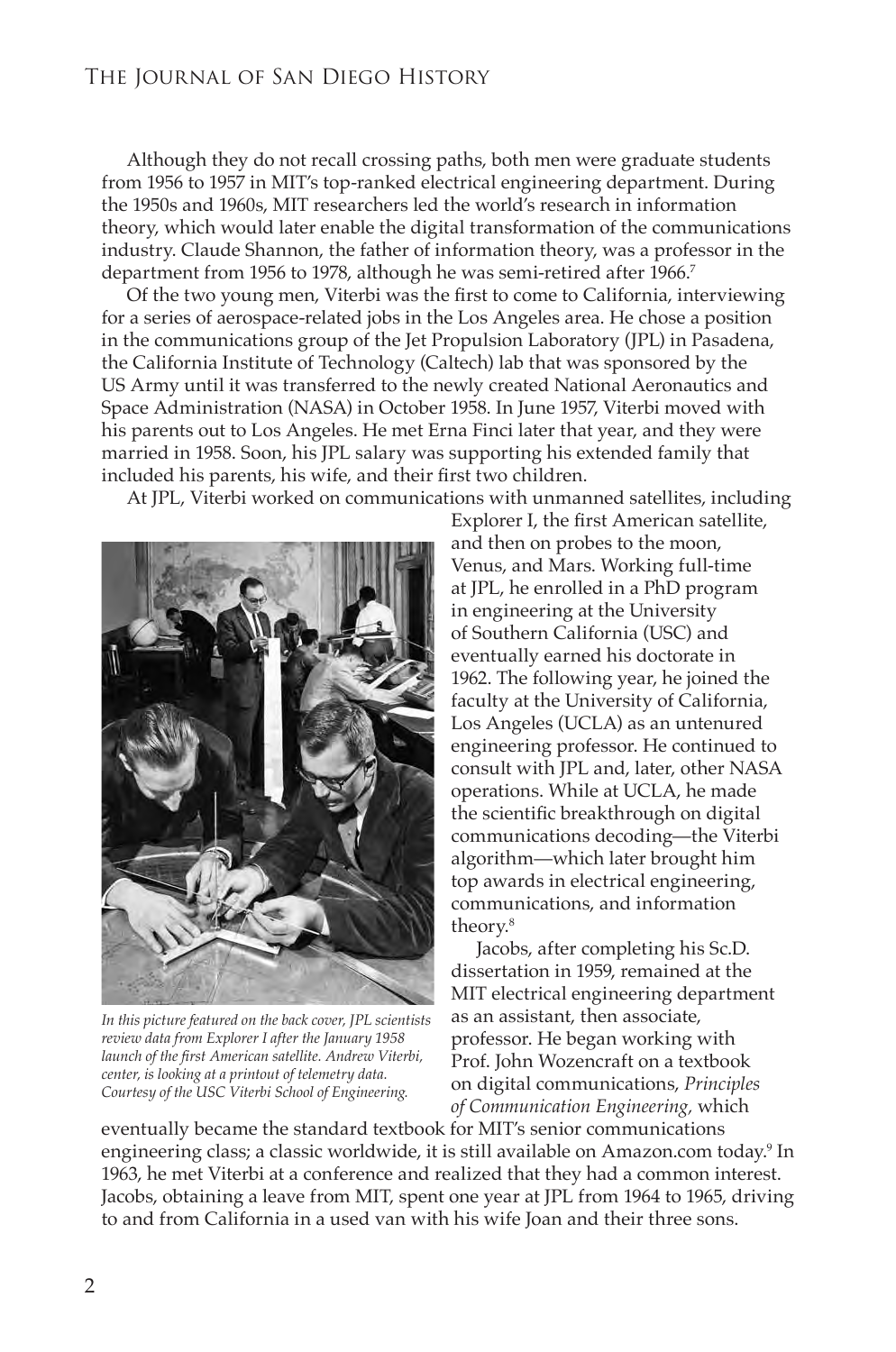Although they do not recall crossing paths, both men were graduate students from 1956 to 1957 in MIT's top-ranked electrical engineering department. During the 1950s and 1960s, MIT researchers led the world's research in information theory, which would later enable the digital transformation of the communications industry. Claude Shannon, the father of information theory, was a professor in the department from 1956 to 1978, although he was semi-retired after 1966.[7]

Of the two young men, Viterbi was the first to come to California, interviewing for a series of aerospace-related jobs in the Los Angeles area. He chose a position in the communications group of the Jet Propulsion Laboratory (JPL) in Pasadena, the California Institute of Technology (Caltech) lab that was sponsored by the US Army until it was transferred to the newly created National Aeronautics and Space Administration (NASA) in October 1958. In June 1957, Viterbi moved with his parents out to Los Angeles. He met Erna Finci later that year, and they were married in 1958. Soon, his JPL salary was supporting his extended family that included his parents, his wife, and their first two children.

At JPL, Viterbi worked on communications with unmanned satellites, including Explorer I, the first American satellite, and then on probes to the moon, Venus, and Mars. Working full-time at JPL, he enrolled in a PhD program in engineering at the University of Southern California (USC) and eventually earned his doctorate in 1962. The following year, he joined the faculty at the University of California, Los Angeles (UCLA) as an untenured engineering professor. He continued to consult with JPL and, later, other NASA operations. While at UCLA, he made the scientific breakthrough on digital communications decoding—the Viterbi algorithm—which later brought him top awards in electrical engineering, communications, and information theory.[8]

*In this picture featured on the back cover, JPL scientists review data from Explorer I after the January 1958 launch of the first American satellite. Andrew Viterbi, center, is looking at a printout of telemetry data. Courtesy of the USC Viterbi School of Engineering.*

Jacobs, after completing his Sc.D. dissertation in 1959, remained at the MIT electrical engineering department as an assistant, then associate, professor. He began working with Prof. John Wozencraft on a textbook on digital communications, *Principles of Communication Engineering,* which eventually became the standard textbook for MIT's senior communications engineering class; a classic worldwide, it is still available on Amazon.com today.[9] In 1963, he met Viterbi at a conference and realized that they had a common interest. Jacobs, obtaining a leave from MIT, spent one year at JPL from 1964 to 1965, driving to and from California in a used van with his wife Joan and their three sons.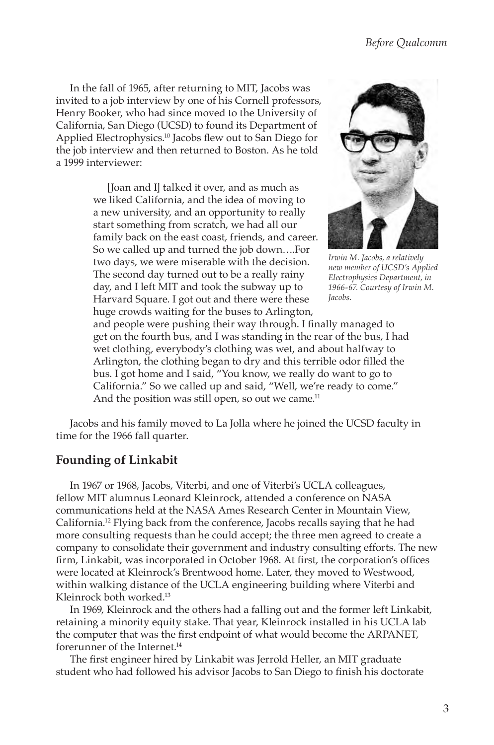In the fall of 1965, after returning to MIT, Jacobs was invited to a job interview by one of his Cornell professors, Henry Booker, who had since moved to the University of California, San Diego (UCSD) to found its Department of Applied Electrophysics.[10] Jacobs flew out to San Diego for the job interview and then returned to Boston. As he told a 1999 interviewer:

> [Joan and I] talked it over, and as much as we liked California, and the idea of moving to a new university, and an opportunity to really start something from scratch, we had all our family back on the east coast, friends, and career. So we called up and turned the job down….For two days, we were miserable with the decision. The second day turned out to be a really rainy day, and I left MIT and took the subway up to Harvard Square. I got out and there were these huge crowds waiting for the buses to Arlington, and people were pushing their way through. I finally managed to get on the fourth bus, and I was standing in the rear of the bus, I had wet clothing, everybody's clothing was wet, and about halfway to Arlington, the clothing began to dry and this terrible odor filled the bus. I got home and I said, "You know, we really do want to go to California." So we called up and said, "Well, we're ready to come." And the position was still open, so out we came.[11]

*Irwin M. Jacobs, a relatively new member of UCSD's Applied Electrophysics Department, in 1966-67. Courtesy of Irwin M. Jacobs.*

Jacobs and his family moved to La Jolla where he joined the UCSD faculty in time for the 1966 fall quarter.

## Founding of Linkabit

In 1967 or 1968, Jacobs, Viterbi, and one of Viterbi's UCLA colleagues, fellow MIT alumnus Leonard Kleinrock, attended a conference on NASA communications held at the NASA Ames Research Center in Mountain View, California.[12] Flying back from the conference, Jacobs recalls saying that he had more consulting requests than he could accept; the three men agreed to create a company to consolidate their government and industry consulting efforts. The new firm, Linkabit, was incorporated in October 1968. At first, the corporation's offices were located at Kleinrock's Brentwood home. Later, they moved to Westwood, within walking distance of the UCLA engineering building where Viterbi and Kleinrock both worked.[13]

In 1969, Kleinrock and the others had a falling out and the former left Linkabit, retaining a minority equity stake. That year, Kleinrock installed in his UCLA lab the computer that was the first endpoint of what would become the ARPANET, forerunner of the Internet.[14]

The first engineer hired by Linkabit was Jerrold Heller, an MIT graduate student who had followed his advisor Jacobs to San Diego to finish his doctorate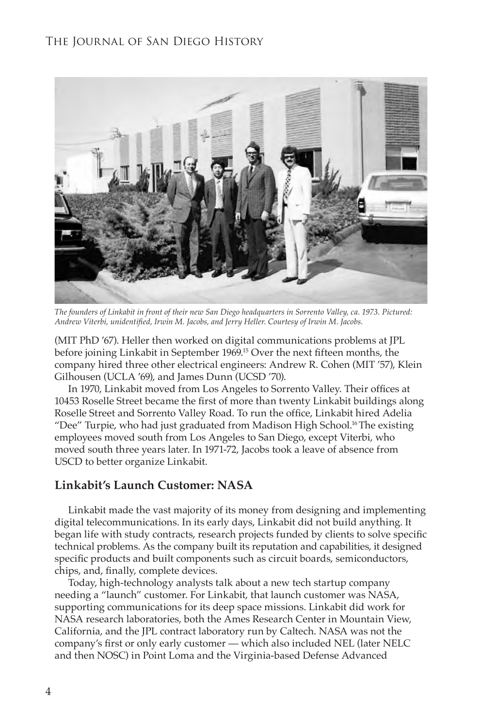*The founders of Linkabit in front of their new San Diego headquarters in Sorrento Valley, ca. 1973. Pictured: Andrew Viterbi, unidentified, Irwin M. Jacobs, and Jerry Heller. Courtesy of Irwin M. Jacobs.*

(MIT PhD '67). Heller then worked on digital communications problems at JPL before joining Linkabit in September 1969.[15] Over the next fifteen months, the company hired three other electrical engineers: Andrew R. Cohen (MIT '57), Klein Gilhousen (UCLA '69), and James Dunn (UCSD '70).

In 1970, Linkabit moved from Los Angeles to Sorrento Valley. Their offices at 10453 Roselle Street became the first of more than twenty Linkabit buildings along Roselle Street and Sorrento Valley Road. To run the office, Linkabit hired Adelia "Dee" Turpie, who had just graduated from Madison High School.[16] The existing employees moved south from Los Angeles to San Diego, except Viterbi, who moved south three years later. In 1971-72, Jacobs took a leave of absence from USCD to better organize Linkabit.

## Linkabit's Launch Customer: NASA

Linkabit made the vast majority of its money from designing and implementing digital telecommunications. In its early days, Linkabit did not build anything. It began life with study contracts, research projects funded by clients to solve specific technical problems. As the company built its reputation and capabilities, it designed specific products and built components such as circuit boards, semiconductors, chips, and, finally, complete devices.

Today, high-technology analysts talk about a new tech startup company needing a "launch" customer. For Linkabit, that launch customer was NASA, supporting communications for its deep space missions. Linkabit did work for NASA research laboratories, both the Ames Research Center in Mountain View, California, and the JPL contract laboratory run by Caltech. NASA was not the company's first or only early customer — which also included NEL (later NELC and then NOSC) in Point Loma and the Virginia-based Defense Advanced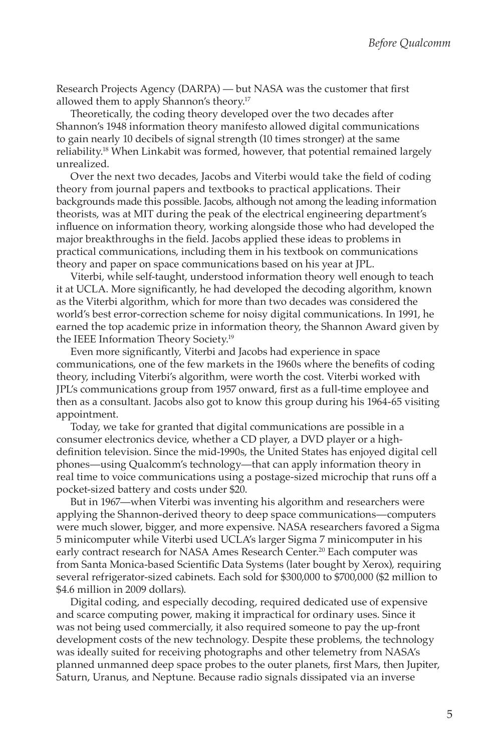Research Projects Agency (DARPA) — but NASA was the customer that first allowed them to apply Shannon's theory.[17]

Theoretically, the coding theory developed over the two decades after Shannon's 1948 information theory manifesto allowed digital communications to gain nearly 10 decibels of signal strength (10 times stronger) at the same reliability.[18] When Linkabit was formed, however, that potential remained largely unrealized.

Over the next two decades, Jacobs and Viterbi would take the field of coding theory from journal papers and textbooks to practical applications. Their backgrounds made this possible. Jacobs, although not among the leading information theorists, was at MIT during the peak of the electrical engineering department's influence on information theory, working alongside those who had developed the major breakthroughs in the field. Jacobs applied these ideas to problems in practical communications, including them in his textbook on communications theory and paper on space communications based on his year at JPL.

Viterbi, while self-taught, understood information theory well enough to teach it at UCLA. More significantly, he had developed the decoding algorithm, known as the Viterbi algorithm, which for more than two decades was considered the world's best error-correction scheme for noisy digital communications. In 1991, he earned the top academic prize in information theory, the Shannon Award given by the IEEE Information Theory Society.[19]

Even more significantly, Viterbi and Jacobs had experience in space communications, one of the few markets in the 1960s where the benefits of coding theory, including Viterbi's algorithm, were worth the cost. Viterbi worked with JPL's communications group from 1957 onward, first as a full-time employee and then as a consultant. Jacobs also got to know this group during his 1964-65 visiting appointment.

Today, we take for granted that digital communications are possible in a consumer electronics device, whether a CD player, a DVD player or a high-definition television. Since the mid-1990s, the United States has enjoyed digital cell phones—using Qualcomm's technology—that can apply information theory in real time to voice communications using a postage-sized microchip that runs off a pocket-sized battery and costs under $20.

But in 1967—when Viterbi was inventing his algorithm and researchers were applying the Shannon-derived theory to deep space communications—computers were much slower, bigger, and more expensive. NASA researchers favored a Sigma 5 minicomputer while Viterbi used UCLA's larger Sigma 7 minicomputer in his early contract research for NASA Ames Research Center.[20] Each computer was from Santa Monica-based Scientific Data Systems (later bought by Xerox), requiring several refrigerator-sized cabinets. Each sold for $300,000 to $700,000 ($2 million to $4.6 million in 2009 dollars).

Digital coding, and especially decoding, required dedicated use of expensive and scarce computing power, making it impractical for ordinary uses. Since it was not being used commercially, it also required someone to pay the up-front development costs of the new technology. Despite these problems, the technology was ideally suited for receiving photographs and other telemetry from NASA's planned unmanned deep space probes to the outer planets, first Mars, then Jupiter, Saturn, Uranus, and Neptune. Because radio signals dissipated via an inverse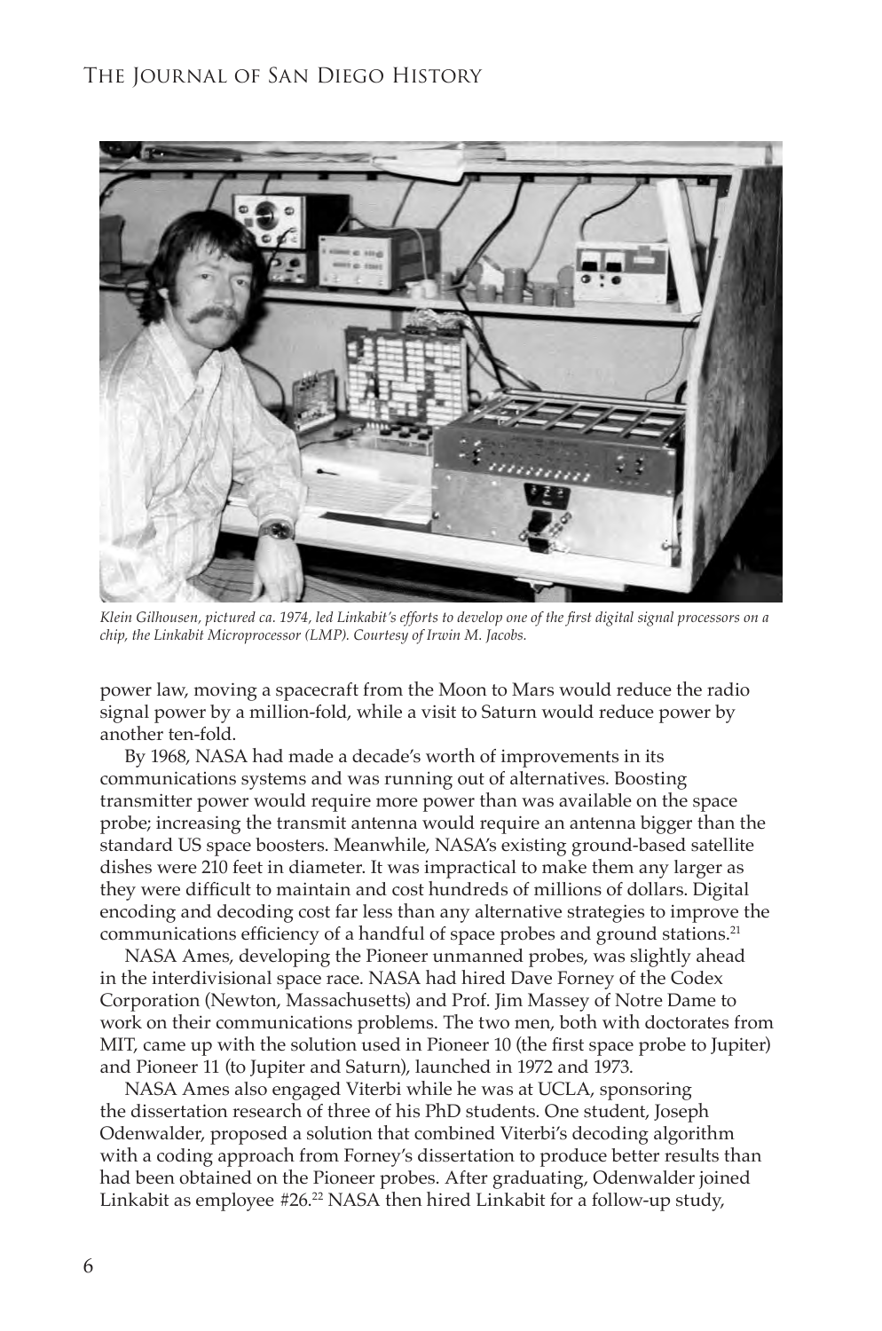*Klein Gilhousen, pictured ca. 1974, led Linkabit's efforts to develop one of the first digital signal processors on a chip, the Linkabit Microprocessor (LMP). Courtesy of Irwin M. Jacobs.*

power law, moving a spacecraft from the Moon to Mars would reduce the radio signal power by a million-fold, while a visit to Saturn would reduce power by another ten-fold.

By 1968, NASA had made a decade's worth of improvements in its communications systems and was running out of alternatives. Boosting transmitter power would require more power than was available on the space probe; increasing the transmit antenna would require an antenna bigger than the standard US space boosters. Meanwhile, NASA's existing ground-based satellite dishes were 210 feet in diameter. It was impractical to make them any larger as they were difficult to maintain and cost hundreds of millions of dollars. Digital encoding and decoding cost far less than any alternative strategies to improve the communications efficiency of a handful of space probes and ground stations.[21]

NASA Ames, developing the Pioneer unmanned probes, was slightly ahead in the interdivisional space race. NASA had hired Dave Forney of the Codex Corporation (Newton, Massachusetts) and Prof. Jim Massey of Notre Dame to work on their communications problems. The two men, both with doctorates from MIT, came up with the solution used in Pioneer 10 (the first space probe to Jupiter) and Pioneer 11 (to Jupiter and Saturn), launched in 1972 and 1973.

NASA Ames also engaged Viterbi while he was at UCLA, sponsoring the dissertation research of three of his PhD students. One student, Joseph Odenwalder, proposed a solution that combined Viterbi's decoding algorithm with a coding approach from Forney's dissertation to produce better results than had been obtained on the Pioneer probes. After graduating, Odenwalder joined Linkabit as employee #26.[22] NASA then hired Linkabit for a follow-up study,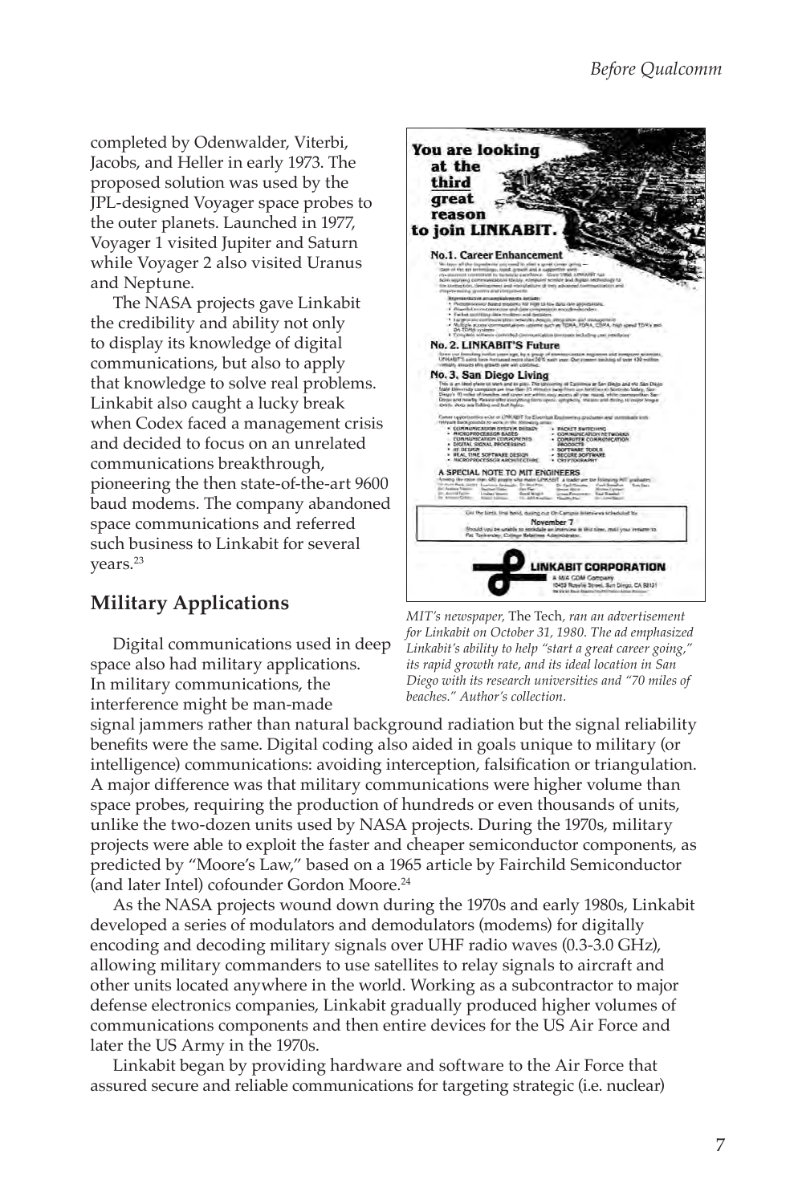completed by Odenwalder, Viterbi, Jacobs, and Heller in early 1973. The proposed solution was used by the JPL-designed Voyager space probes to the outer planets. Launched in 1977, Voyager 1 visited Jupiter and Saturn while Voyager 2 also visited Uranus and Neptune.

The NASA projects gave Linkabit the credibility and ability not only to display its knowledge of digital communications, but also to apply that knowledge to solve real problems. Linkabit also caught a lucky break when Codex faced a management crisis and decided to focus on an unrelated communications breakthrough, pioneering the then state-of-the-art 9600 baud modems. The company abandoned space communications and referred such business to Linkabit for several years.[23]

*MIT's newspaper,* The Tech, *ran an advertisement for Linkabit on October 31, 1980. The ad emphasized Linkabit's ability to help "start a great career going," its rapid growth rate, and its ideal location in San Diego with its research universities and "70 miles of beaches." Author's collection.*

## Military Applications

Digital communications used in deep space also had military applications. In military communications, the interference might be man-made signal jammers rather than natural background radiation but the signal reliability benefits were the same. Digital coding also aided in goals unique to military (or intelligence) communications: avoiding interception, falsification or triangulation. A major difference was that military communications were higher volume than space probes, requiring the production of hundreds or even thousands of units, unlike the two-dozen units used by NASA projects. During the 1970s, military projects were able to exploit the faster and cheaper semiconductor components, as predicted by "Moore's Law," based on a 1965 article by Fairchild Semiconductor (and later Intel) cofounder Gordon Moore.[24]

As the NASA projects wound down during the 1970s and early 1980s, Linkabit developed a series of modulators and demodulators (modems) for digitally encoding and decoding military signals over UHF radio waves (0.3-3.0 GHz), allowing military commanders to use satellites to relay signals to aircraft and other units located anywhere in the world. Working as a subcontractor to major defense electronics companies, Linkabit gradually produced higher volumes of communications components and then entire devices for the US Air Force and later the US Army in the 1970s.

Linkabit began by providing hardware and software to the Air Force that assured secure and reliable communications for targeting strategic (i.e. nuclear)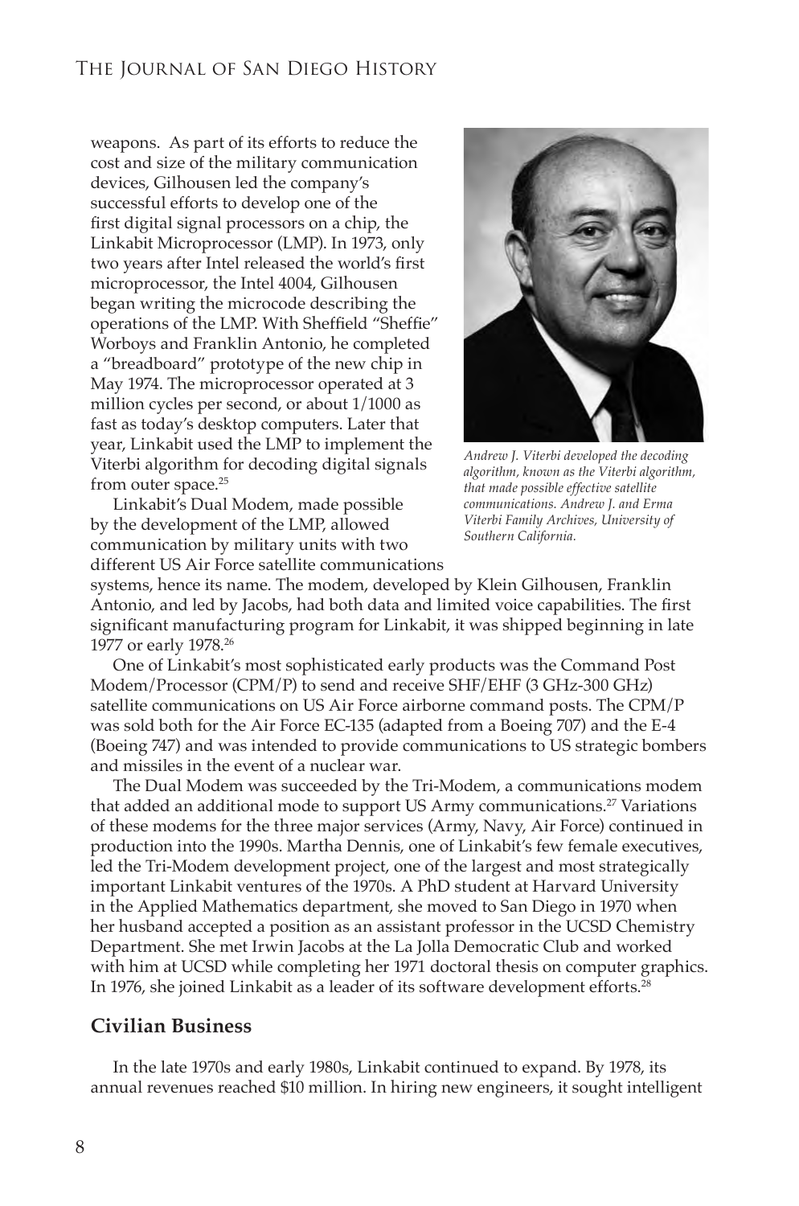weapons. As part of its efforts to reduce the cost and size of the military communication devices, Gilhousen led the company's successful efforts to develop one of the first digital signal processors on a chip, the Linkabit Microprocessor (LMP). In 1973, only two years after Intel released the world's first microprocessor, the Intel 4004, Gilhousen began writing the microcode describing the operations of the LMP. With Sheffield "Sheffie" Worboys and Franklin Antonio, he completed a "breadboard" prototype of the new chip in May 1974. The microprocessor operated at 3 million cycles per second, or about 1/1000 as fast as today's desktop computers. Later that year, Linkabit used the LMP to implement the Viterbi algorithm for decoding digital signals from outer space.[25]

*Andrew J. Viterbi developed the decoding algorithm, known as the Viterbi algorithm, that made possible effective satellite communications. Andrew J. and Erma Viterbi Family Archives, University of Southern California.*

Linkabit's Dual Modem, made possible by the development of the LMP, allowed communication by military units with two different US Air Force satellite communications systems, hence its name. The modem, developed by Klein Gilhousen, Franklin Antonio, and led by Jacobs, had both data and limited voice capabilities. The first significant manufacturing program for Linkabit, it was shipped beginning in late 1977 or early 1978.[26]

One of Linkabit's most sophisticated early products was the Command Post Modem/Processor (CPM/P) to send and receive SHF/EHF (3 GHz-300 GHz) satellite communications on US Air Force airborne command posts. The CPM/P was sold both for the Air Force EC-135 (adapted from a Boeing 707) and the E-4 (Boeing 747) and was intended to provide communications to US strategic bombers and missiles in the event of a nuclear war.

The Dual Modem was succeeded by the Tri-Modem, a communications modem that added an additional mode to support US Army communications.[27] Variations of these modems for the three major services (Army, Navy, Air Force) continued in production into the 1990s. Martha Dennis, one of Linkabit's few female executives, led the Tri-Modem development project, one of the largest and most strategically important Linkabit ventures of the 1970s. A PhD student at Harvard University in the Applied Mathematics department, she moved to San Diego in 1970 when her husband accepted a position as an assistant professor in the UCSD Chemistry Department. She met Irwin Jacobs at the La Jolla Democratic Club and worked with him at UCSD while completing her 1971 doctoral thesis on computer graphics. In 1976, she joined Linkabit as a leader of its software development efforts.[28]

## Civilian Business

In the late 1970s and early 1980s, Linkabit continued to expand. By 1978, its annual revenues reached $10 million. In hiring new engineers, it sought intelligent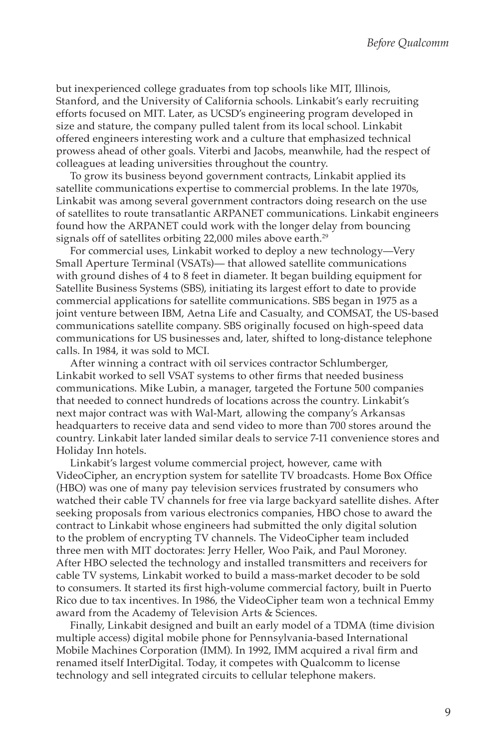but inexperienced college graduates from top schools like MIT, Illinois, Stanford, and the University of California schools. Linkabit's early recruiting efforts focused on MIT. Later, as UCSD's engineering program developed in size and stature, the company pulled talent from its local school. Linkabit offered engineers interesting work and a culture that emphasized technical prowess ahead of other goals. Viterbi and Jacobs, meanwhile, had the respect of colleagues at leading universities throughout the country.

To grow its business beyond government contracts, Linkabit applied its satellite communications expertise to commercial problems. In the late 1970s, Linkabit was among several government contractors doing research on the use of satellites to route transatlantic ARPANET communications. Linkabit engineers found how the ARPANET could work with the longer delay from bouncing signals off of satellites orbiting 22,000 miles above earth.[29]

For commercial uses, Linkabit worked to deploy a new technology—Very Small Aperture Terminal (VSATs)— that allowed satellite communications with ground dishes of 4 to 8 feet in diameter. It began building equipment for Satellite Business Systems (SBS), initiating its largest effort to date to provide commercial applications for satellite communications. SBS began in 1975 as a joint venture between IBM, Aetna Life and Casualty, and COMSAT, the US-based communications satellite company. SBS originally focused on high-speed data communications for US businesses and, later, shifted to long-distance telephone calls. In 1984, it was sold to MCI.

After winning a contract with oil services contractor Schlumberger, Linkabit worked to sell VSAT systems to other firms that needed business communications. Mike Lubin, a manager, targeted the Fortune 500 companies that needed to connect hundreds of locations across the country. Linkabit's next major contract was with Wal-Mart, allowing the company's Arkansas headquarters to receive data and send video to more than 700 stores around the country. Linkabit later landed similar deals to service 7-11 convenience stores and Holiday Inn hotels.

Linkabit's largest volume commercial project, however, came with VideoCipher, an encryption system for satellite TV broadcasts. Home Box Office (HBO) was one of many pay television services frustrated by consumers who watched their cable TV channels for free via large backyard satellite dishes. After seeking proposals from various electronics companies, HBO chose to award the contract to Linkabit whose engineers had submitted the only digital solution to the problem of encrypting TV channels. The VideoCipher team included three men with MIT doctorates: Jerry Heller, Woo Paik, and Paul Moroney. After HBO selected the technology and installed transmitters and receivers for cable TV systems, Linkabit worked to build a mass-market decoder to be sold to consumers. It started its first high-volume commercial factory, built in Puerto Rico due to tax incentives. In 1986, the VideoCipher team won a technical Emmy award from the Academy of Television Arts & Sciences.

Finally, Linkabit designed and built an early model of a TDMA (time division multiple access) digital mobile phone for Pennsylvania-based International Mobile Machines Corporation (IMM). In 1992, IMM acquired a rival firm and renamed itself InterDigital. Today, it competes with Qualcomm to license technology and sell integrated circuits to cellular telephone makers.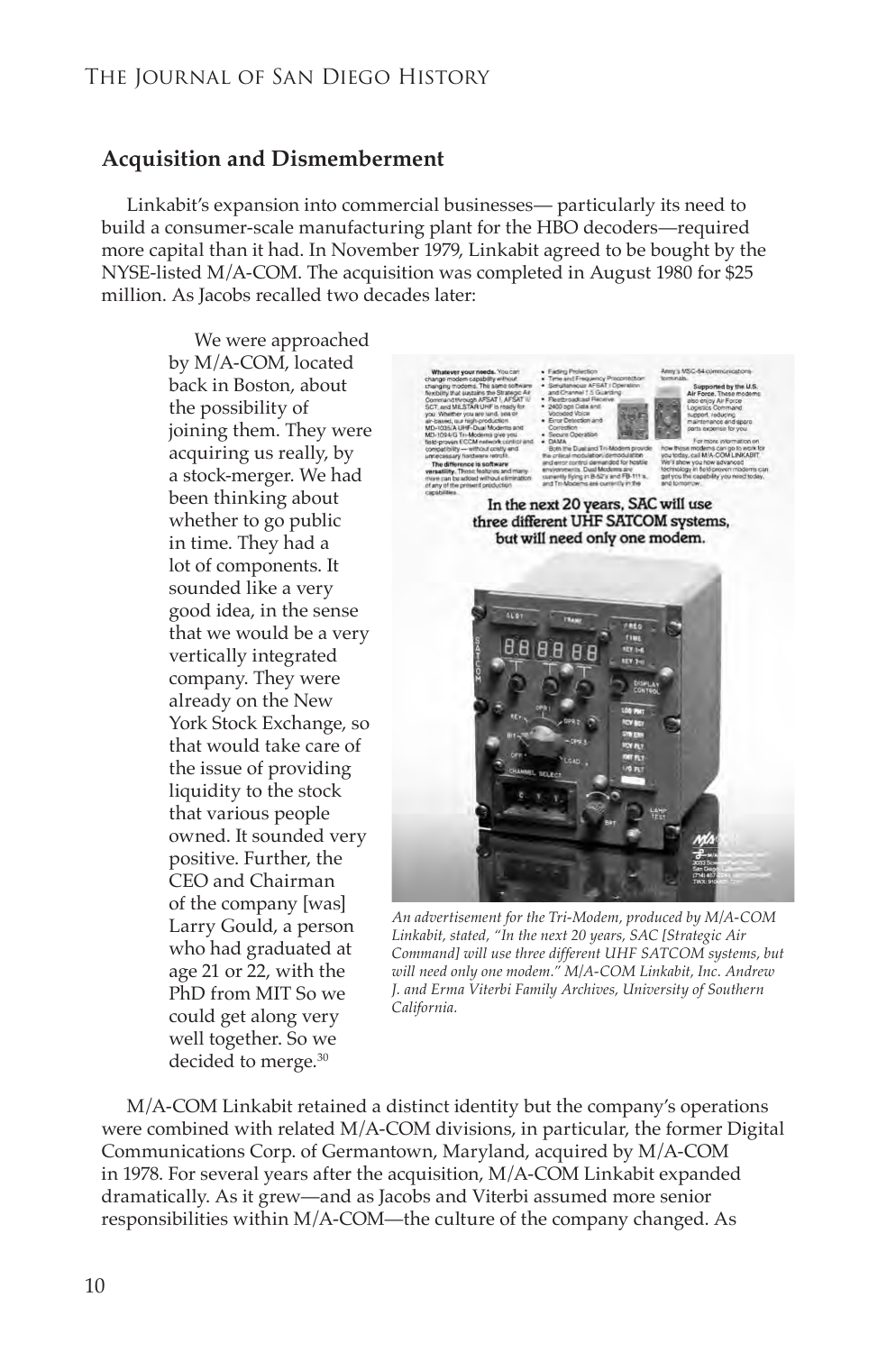## Acquisition and Dismemberment

Linkabit's expansion into commercial businesses— particularly its need to build a consumer-scale manufacturing plant for the HBO decoders—required more capital than it had. In November 1979, Linkabit agreed to be bought by the NYSE-listed M/A-COM. The acquisition was completed in August 1980 for $25 million. As Jacobs recalled two decades later:

> We were approached by M/A-COM, located back in Boston, about the possibility of joining them. They were acquiring us really, by a stock-merger. We had been thinking about whether to go public in time. They had a lot of components. It sounded like a very good idea, in the sense that we would be a very vertically integrated company. They were already on the New York Stock Exchange, so that would take care of the issue of providing liquidity to the stock that various people owned. It sounded very positive. Further, the CEO and Chairman of the company [was] Larry Gould, a person who had graduated at age 21 or 22, with the PhD from MIT So we could get along very well together. So we decided to merge.[30]

*An advertisement for the Tri-Modem, produced by M/A-COM Linkabit, stated, "In the next 20 years, SAC [Strategic Air Command] will use three different UHF SATCOM systems, but will need only one modem." M/A-COM Linkabit, Inc. Andrew J. and Erma Viterbi Family Archives, University of Southern California.*

M/A-COM Linkabit retained a distinct identity but the company's operations were combined with related M/A-COM divisions, in particular, the former Digital Communications Corp. of Germantown, Maryland, acquired by M/A-COM in 1978. For several years after the acquisition, M/A-COM Linkabit expanded dramatically. As it grew—and as Jacobs and Viterbi assumed more senior responsibilities within M/A-COM—the culture of the company changed. As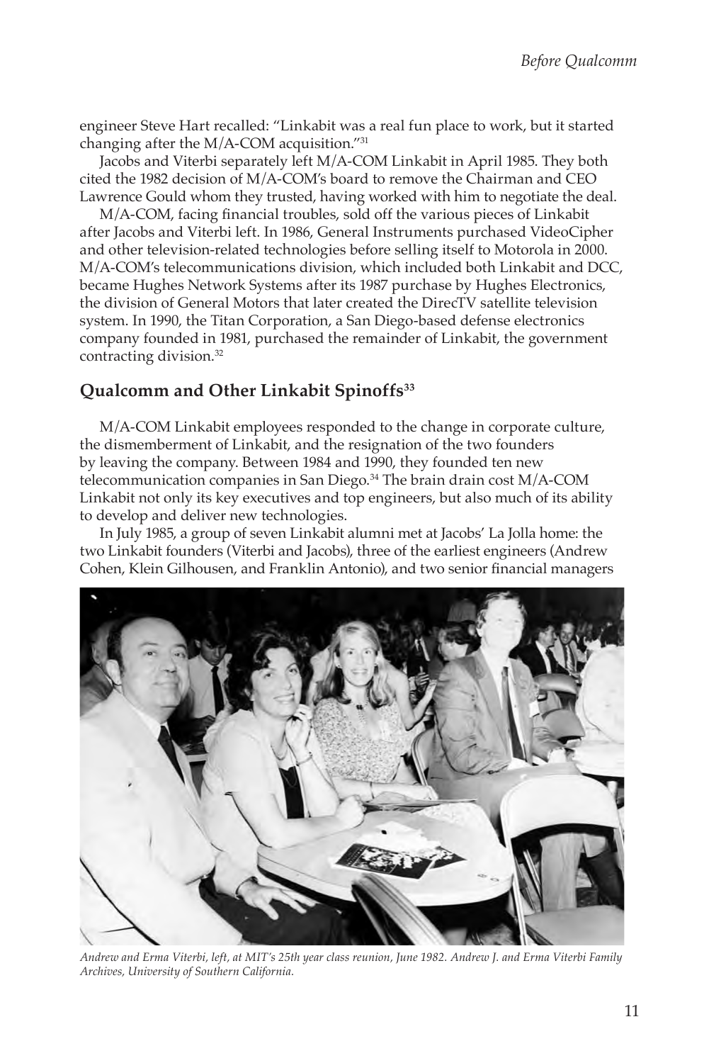engineer Steve Hart recalled: "Linkabit was a real fun place to work, but it started changing after the M/A-COM acquisition."[31]

Jacobs and Viterbi separately left M/A-COM Linkabit in April 1985. They both cited the 1982 decision of M/A-COM's board to remove the Chairman and CEO Lawrence Gould whom they trusted, having worked with him to negotiate the deal.

M/A-COM, facing financial troubles, sold off the various pieces of Linkabit after Jacobs and Viterbi left. In 1986, General Instruments purchased VideoCipher and other television-related technologies before selling itself to Motorola in 2000. M/A-COM's telecommunications division, which included both Linkabit and DCC, became Hughes Network Systems after its 1987 purchase by Hughes Electronics, the division of General Motors that later created the DirecTV satellite television system. In 1990, the Titan Corporation, a San Diego-based defense electronics company founded in 1981, purchased the remainder of Linkabit, the government contracting division.[32]

## Qualcomm and Other Linkabit Spinoffs[33]

M/A-COM Linkabit employees responded to the change in corporate culture, the dismemberment of Linkabit, and the resignation of the two founders by leaving the company. Between 1984 and 1990, they founded ten new telecommunication companies in San Diego.[34] The brain drain cost M/A-COM Linkabit not only its key executives and top engineers, but also much of its ability to develop and deliver new technologies.

In July 1985, a group of seven Linkabit alumni met at Jacobs' La Jolla home: the two Linkabit founders (Viterbi and Jacobs), three of the earliest engineers (Andrew Cohen, Klein Gilhousen, and Franklin Antonio), and two senior financial managers

*Andrew and Erma Viterbi, left, at MIT's 25th year class reunion, June 1982. Andrew J. and Erma Viterbi Family Archives, University of Southern California.*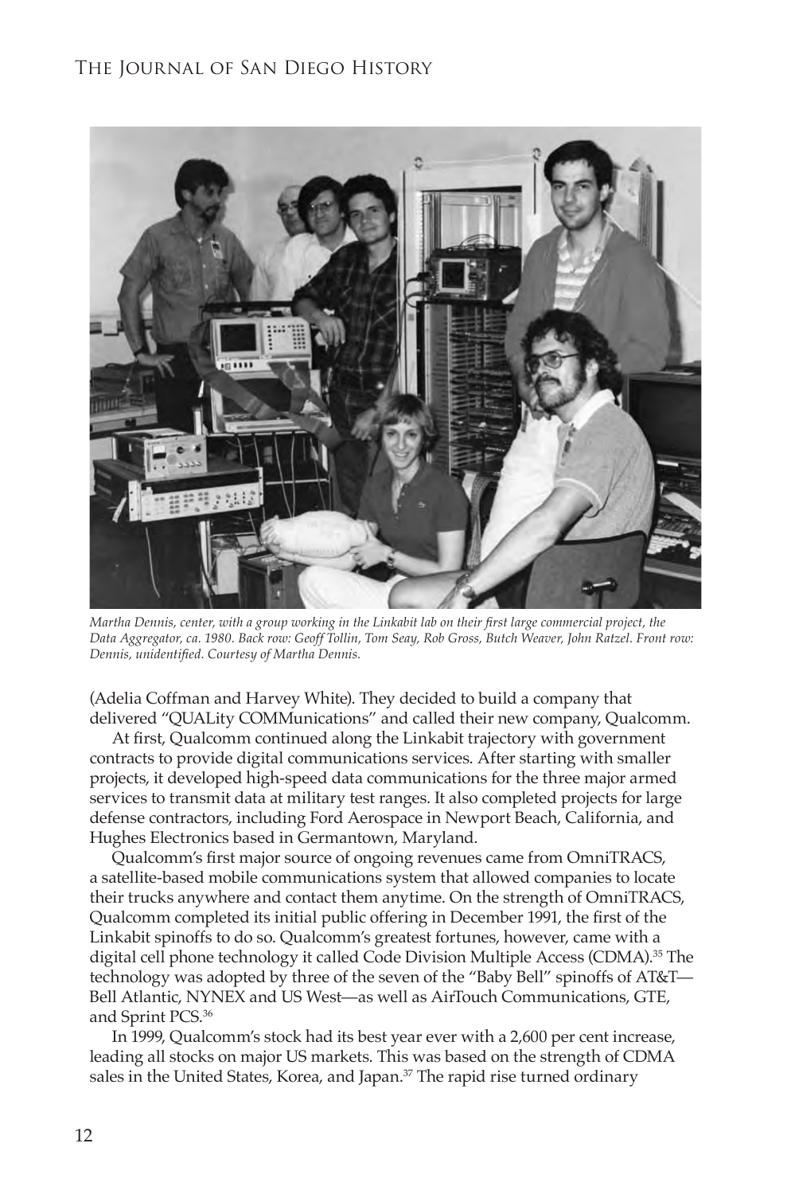*Martha Dennis, center, with a group working in the Linkabit lab on their first large commercial project, the Data Aggregator, ca. 1980. Back row: Geoff Tollin, Tom Seay, Rob Gross, Butch Weaver, John Ratzel. Front row: Dennis, unidentified. Courtesy of Martha Dennis.*

(Adelia Coffman and Harvey White). They decided to build a company that delivered "QUALity COMMunications" and called their new company, Qualcomm.

At first, Qualcomm continued along the Linkabit trajectory with government contracts to provide digital communications services. After starting with smaller projects, it developed high-speed data communications for the three major armed services to transmit data at military test ranges. It also completed projects for large defense contractors, including Ford Aerospace in Newport Beach, California, and Hughes Electronics based in Germantown, Maryland.

Qualcomm's first major source of ongoing revenues came from OmniTRACS, a satellite-based mobile communications system that allowed companies to locate their trucks anywhere and contact them anytime. On the strength of OmniTRACS, Qualcomm completed its initial public offering in December 1991, the first of the Linkabit spinoffs to do so. Qualcomm's greatest fortunes, however, came with a digital cell phone technology it called Code Division Multiple Access (CDMA).[35] The technology was adopted by three of the seven of the "Baby Bell" spinoffs of AT&T—Bell Atlantic, NYNEX and US West—as well as AirTouch Communications, GTE, and Sprint PCS.[36]

In 1999, Qualcomm's stock had its best year ever with a 2,600 per cent increase, leading all stocks on major US markets. This was based on the strength of CDMA sales in the United States, Korea, and Japan.[37] The rapid rise turned ordinary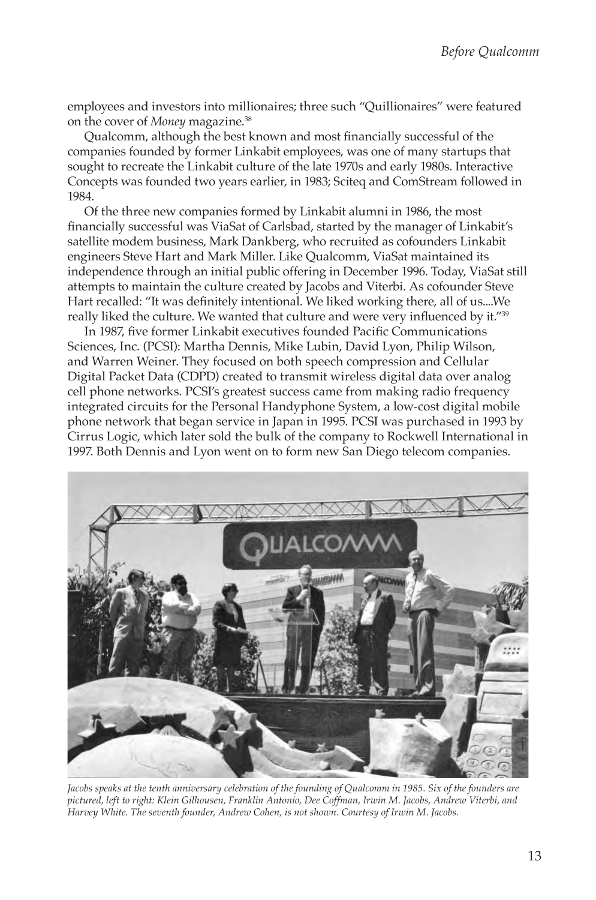employees and investors into millionaires; three such "Quillionaires" were featured on the cover of *Money* magazine.[38]

Qualcomm, although the best known and most financially successful of the companies founded by former Linkabit employees, was one of many startups that sought to recreate the Linkabit culture of the late 1970s and early 1980s. Interactive Concepts was founded two years earlier, in 1983; Sciteq and ComStream followed in 1984.

Of the three new companies formed by Linkabit alumni in 1986, the most financially successful was ViaSat of Carlsbad, started by the manager of Linkabit's satellite modem business, Mark Dankberg, who recruited as cofounders Linkabit engineers Steve Hart and Mark Miller. Like Qualcomm, ViaSat maintained its independence through an initial public offering in December 1996. Today, ViaSat still attempts to maintain the culture created by Jacobs and Viterbi. As cofounder Steve Hart recalled: "It was definitely intentional. We liked working there, all of us....We really liked the culture. We wanted that culture and were very influenced by it."[39]

In 1987, five former Linkabit executives founded Pacific Communications Sciences, Inc. (PCSI): Martha Dennis, Mike Lubin, David Lyon, Philip Wilson, and Warren Weiner. They focused on both speech compression and Cellular Digital Packet Data (CDPD) created to transmit wireless digital data over analog cell phone networks. PCSI's greatest success came from making radio frequency integrated circuits for the Personal Handyphone System, a low-cost digital mobile phone network that began service in Japan in 1995. PCSI was purchased in 1993 by Cirrus Logic, which later sold the bulk of the company to Rockwell International in 1997. Both Dennis and Lyon went on to form new San Diego telecom companies.

*Jacobs speaks at the tenth anniversary celebration of the founding of Qualcomm in 1985. Six of the founders are pictured, left to right: Klein Gilhousen, Franklin Antonio, Dee Coffman, Irwin M. Jacobs, Andrew Viterbi, and Harvey White. The seventh founder, Andrew Cohen, is not shown. Courtesy of Irwin M. Jacobs.*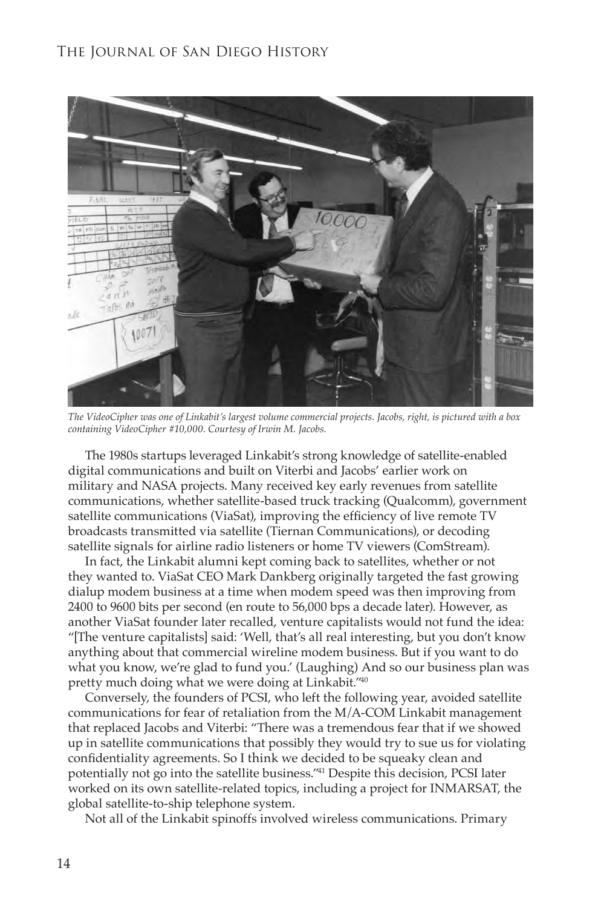*The VideoCipher was one of Linkabit's largest volume commercial projects. Jacobs, right, is pictured with a box containing VideoCipher #10,000. Courtesy of Irwin M. Jacobs.*

The 1980s startups leveraged Linkabit's strong knowledge of satellite-enabled digital communications and built on Viterbi and Jacobs' earlier work on military and NASA projects. Many received key early revenues from satellite communications, whether satellite-based truck tracking (Qualcomm), government satellite communications (ViaSat), improving the efficiency of live remote TV broadcasts transmitted via satellite (Tiernan Communications), or decoding satellite signals for airline radio listeners or home TV viewers (ComStream).

In fact, the Linkabit alumni kept coming back to satellites, whether or not they wanted to. ViaSat CEO Mark Dankberg originally targeted the fast growing dialup modem business at a time when modem speed was then improving from 2400 to 9600 bits per second (en route to 56,000 bps a decade later). However, as another ViaSat founder later recalled, venture capitalists would not fund the idea: "[The venture capitalists] said: 'Well, that's all real interesting, but you don't know anything about that commercial wireline modem business. But if you want to do what you know, we're glad to fund you.' (Laughing) And so our business plan was pretty much doing what we were doing at Linkabit."[40]

Conversely, the founders of PCSI, who left the following year, avoided satellite communications for fear of retaliation from the M/A-COM Linkabit management that replaced Jacobs and Viterbi: "There was a tremendous fear that if we showed up in satellite communications that possibly they would try to sue us for violating confidentiality agreements. So I think we decided to be squeaky clean and potentially not go into the satellite business."[41] Despite this decision, PCSI later worked on its own satellite-related topics, including a project for INMARSAT, the global satellite-to-ship telephone system.

Not all of the Linkabit spinoffs involved wireless communications. Primary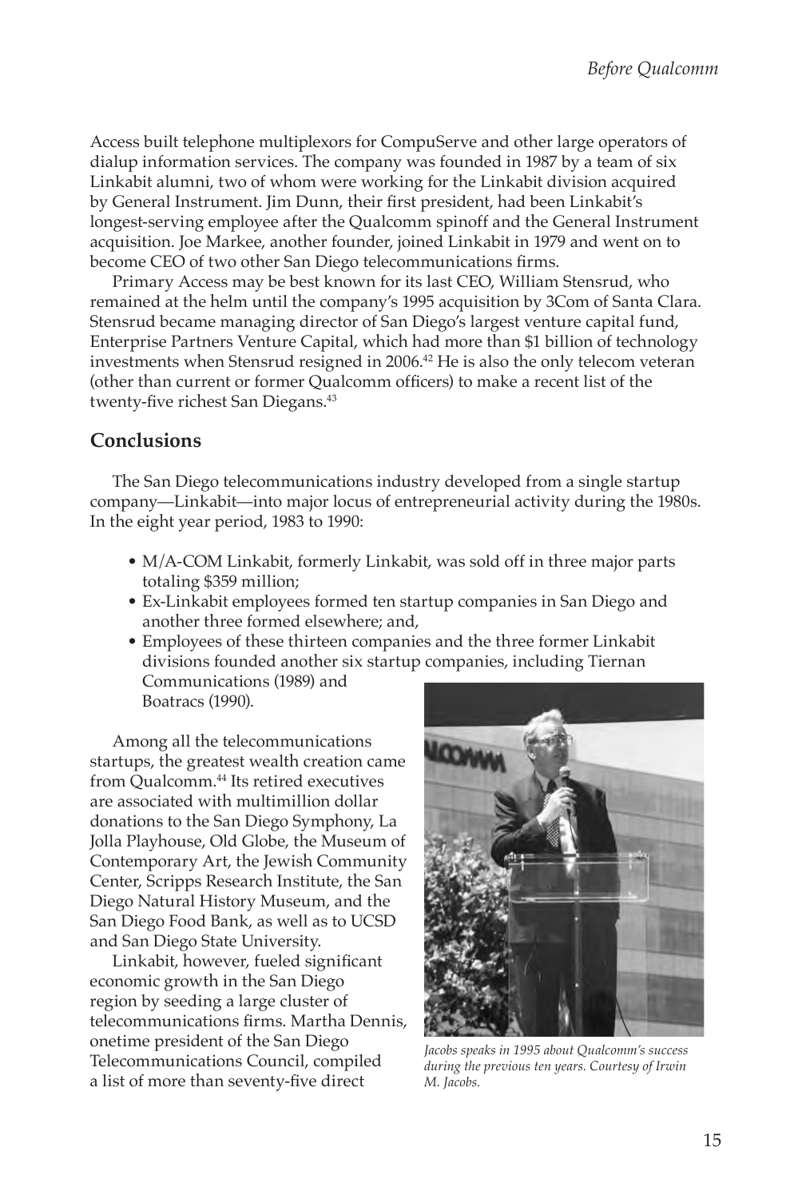Access built telephone multiplexors for CompuServe and other large operators of dialup information services. The company was founded in 1987 by a team of six Linkabit alumni, two of whom were working for the Linkabit division acquired by General Instrument. Jim Dunn, their first president, had been Linkabit's longest-serving employee after the Qualcomm spinoff and the General Instrument acquisition. Joe Markee, another founder, joined Linkabit in 1979 and went on to become CEO of two other San Diego telecommunications firms.

Primary Access may be best known for its last CEO, William Stensrud, who remained at the helm until the company's 1995 acquisition by 3Com of Santa Clara. Stensrud became managing director of San Diego's largest venture capital fund, Enterprise Partners Venture Capital, which had more than $1 billion of technology investments when Stensrud resigned in 2006.[42] He is also the only telecom veteran (other than current or former Qualcomm officers) to make a recent list of the twenty-five richest San Diegans.[43]

## Conclusions

The San Diego telecommunications industry developed from a single startup company—Linkabit—into major locus of entrepreneurial activity during the 1980s. In the eight year period, 1983 to 1990:

- M/A-COM Linkabit, formerly Linkabit, was sold off in three major parts totaling $359 million;
- Ex-Linkabit employees formed ten startup companies in San Diego and another three formed elsewhere; and,
- Employees of these thirteen companies and the three former Linkabit divisions founded another six startup companies, including Tiernan Communications (1989) and Boatracs (1990).

Among all the telecommunications startups, the greatest wealth creation came from Qualcomm.[44] Its retired executives are associated with multimillion dollar donations to the San Diego Symphony, La Jolla Playhouse, Old Globe, the Museum of Contemporary Art, the Jewish Community Center, Scripps Research Institute, the San Diego Natural History Museum, and the San Diego Food Bank, as well as to UCSD and San Diego State University.

Linkabit, however, fueled significant economic growth in the San Diego region by seeding a large cluster of telecommunications firms. Martha Dennis, onetime president of the San Diego Telecommunications Council, compiled a list of more than seventy-five direct

*Jacobs speaks in 1995 about Qualcomm's success during the previous ten years. Courtesy of Irwin M. Jacobs.*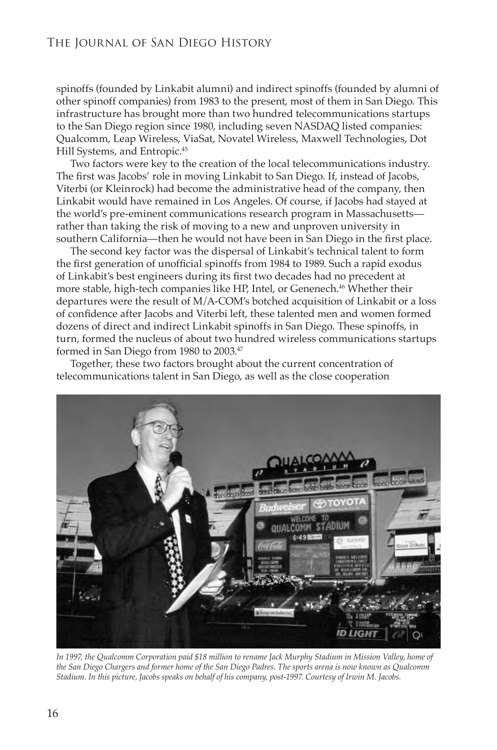spinoffs (founded by Linkabit alumni) and indirect spinoffs (founded by alumni of other spinoff companies) from 1983 to the present, most of them in San Diego. This infrastructure has brought more than two hundred telecommunications startups to the San Diego region since 1980, including seven NASDAQ listed companies: Qualcomm, Leap Wireless, ViaSat, Novatel Wireless, Maxwell Technologies, Dot Hill Systems, and Entropic.[45]

Two factors were key to the creation of the local telecommunications industry. The first was Jacobs' role in moving Linkabit to San Diego. If, instead of Jacobs, Viterbi (or Kleinrock) had become the administrative head of the company, then Linkabit would have remained in Los Angeles. Of course, if Jacobs had stayed at the world's pre-eminent communications research program in Massachusetts—rather than taking the risk of moving to a new and unproven university in southern California—then he would not have been in San Diego in the first place.

The second key factor was the dispersal of Linkabit's technical talent to form the first generation of unofficial spinoffs from 1984 to 1989. Such a rapid exodus of Linkabit's best engineers during its first two decades had no precedent at more stable, high-tech companies like HP, Intel, or Genenech.[46] Whether their departures were the result of M/A-COM's botched acquisition of Linkabit or a loss of confidence after Jacobs and Viterbi left, these talented men and women formed dozens of direct and indirect Linkabit spinoffs in San Diego. These spinoffs, in turn, formed the nucleus of about two hundred wireless communications startups formed in San Diego from 1980 to 2003.[47]

Together, these two factors brought about the current concentration of telecommunications talent in San Diego, as well as the close cooperation

*In 1997, the Qualcomm Corporation paid $18 million to rename Jack Murphy Stadium in Mission Valley, home of the San Diego Chargers and former home of the San Diego Padres. The sports arena is now known as Qualcomm Stadium. In this picture, Jacobs speaks on behalf of his company, post-1997. Courtesy of Irwin M. Jacobs.*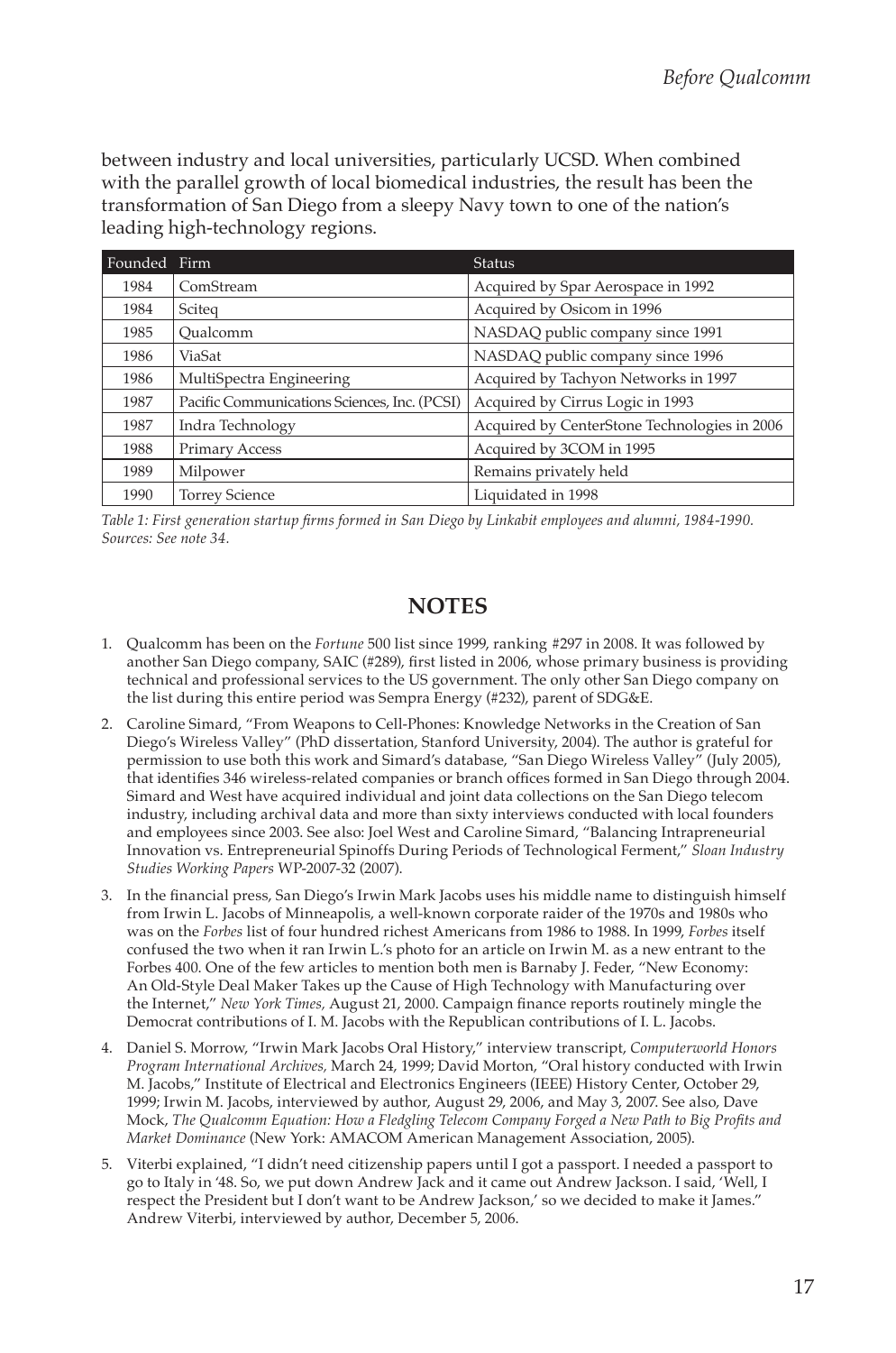between industry and local universities, particularly UCSD. When combined with the parallel growth of local biomedical industries, the result has been the transformation of San Diego from a sleepy Navy town to one of the nation's leading high-technology regions.

| Founded | Firm | Status |
|---|---|---|
| 1984 | ComStream | Acquired by Spar Aerospace in 1992 |
| 1984 | Sciteq | Acquired by Osicom in 1996 |
| 1985 | Qualcomm | NASDAQ public company since 1991 |
| 1986 | ViaSat | NASDAQ public company since 1996 |
| 1986 | MultiSpectra Engineering | Acquired by Tachyon Networks in 1997 |
| 1987 | Pacific Communications Sciences, Inc. (PCSI) | Acquired by Cirrus Logic in 1993 |
| 1987 | Indra Technology | Acquired by CenterStone Technologies in 2006 |
| 1988 | Primary Access | Acquired by 3COM in 1995 |
| 1989 | Milpower | Remains privately held |
| 1990 | Torrey Science | Liquidated in 1998 |

*Table 1: First generation startup firms formed in San Diego by Linkabit employees and alumni, 1984-1990. Sources: See note 34.*

## NOTES

1. Qualcomm has been on the *Fortune* 500 list since 1999, ranking #297 in 2008. It was followed by another San Diego company, SAIC (#289), first listed in 2006, whose primary business is providing technical and professional services to the US government. The only other San Diego company on the list during this entire period was Sempra Energy (#232), parent of SDG&E.

2. Caroline Simard, "From Weapons to Cell-Phones: Knowledge Networks in the Creation of San Diego's Wireless Valley" (PhD dissertation, Stanford University, 2004). The author is grateful for permission to use both this work and Simard's database, "San Diego Wireless Valley" (July 2005), that identifies 346 wireless-related companies or branch offices formed in San Diego through 2004. Simard and West have acquired individual and joint data collections on the San Diego telecom industry, including archival data and more than sixty interviews conducted with local founders and employees since 2003. See also: Joel West and Caroline Simard, "Balancing Intrapreneurial Innovation vs. Entrepreneurial Spinoffs During Periods of Technological Ferment," *Sloan Industry Studies Working Papers* WP-2007-32 (2007).

3. In the financial press, San Diego's Irwin Mark Jacobs uses his middle name to distinguish himself from Irwin L. Jacobs of Minneapolis, a well-known corporate raider of the 1970s and 1980s who was on the *Forbes* list of four hundred richest Americans from 1986 to 1988. In 1999, *Forbes* itself confused the two when it ran Irwin L.'s photo for an article on Irwin M. as a new entrant to the Forbes 400. One of the few articles to mention both men is Barnaby J. Feder, "New Economy: An Old-Style Deal Maker Takes up the Cause of High Technology with Manufacturing over the Internet," *New York Times,* August 21, 2000. Campaign finance reports routinely mingle the Democrat contributions of I. M. Jacobs with the Republican contributions of I. L. Jacobs.

4. Daniel S. Morrow, "Irwin Mark Jacobs Oral History," interview transcript, *Computerworld Honors Program International Archives,* March 24, 1999; David Morton, "Oral history conducted with Irwin M. Jacobs," Institute of Electrical and Electronics Engineers (IEEE) History Center, October 29, 1999; Irwin M. Jacobs, interviewed by author, August 29, 2006, and May 3, 2007. See also, Dave Mock, *The Qualcomm Equation: How a Fledgling Telecom Company Forged a New Path to Big Profits and Market Dominance* (New York: AMACOM American Management Association, 2005).

5. Viterbi explained, "I didn't need citizenship papers until I got a passport. I needed a passport to go to Italy in '48. So, we put down Andrew Jack and it came out Andrew Jackson. I said, 'Well, I respect the President but I don't want to be Andrew Jackson,' so we decided to make it James." Andrew Viterbi, interviewed by author, December 5, 2006.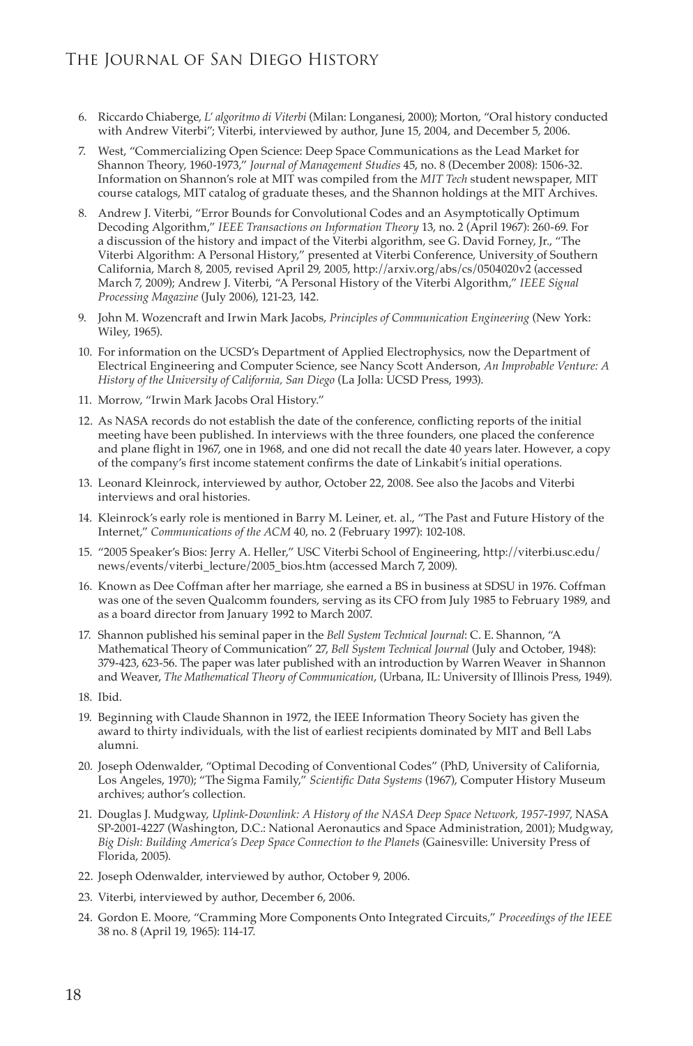6. Riccardo Chiaberge, *L' algoritmo di Viterbi* (Milan: Longanesi, 2000); Morton, "Oral history conducted with Andrew Viterbi"; Viterbi, interviewed by author, June 15, 2004, and December 5, 2006.

7. West, "Commercializing Open Science: Deep Space Communications as the Lead Market for Shannon Theory, 1960-1973," *Journal of Management Studies* 45, no. 8 (December 2008): 1506-32. Information on Shannon's role at MIT was compiled from the *MIT Tech* student newspaper, MIT course catalogs, MIT catalog of graduate theses, and the Shannon holdings at the MIT Archives.

8. Andrew J. Viterbi, "Error Bounds for Convolutional Codes and an Asymptotically Optimum Decoding Algorithm," *IEEE Transactions on Information Theory* 13, no. 2 (April 1967): 260-69. For a discussion of the history and impact of the Viterbi algorithm, see G. David Forney, Jr., "The Viterbi Algorithm: A Personal History," presented at Viterbi Conference, University of Southern California, March 8, 2005, revised April 29, 2005, http://arxiv.org/abs/cs/0504020v2 (accessed March 7, 2009); Andrew J. Viterbi, "A Personal History of the Viterbi Algorithm," *IEEE Signal Processing Magazine* (July 2006), 121-23, 142.

9. John M. Wozencraft and Irwin Mark Jacobs, *Principles of Communication Engineering* (New York: Wiley, 1965).

10. For information on the UCSD's Department of Applied Electrophysics, now the Department of Electrical Engineering and Computer Science, see Nancy Scott Anderson, *An Improbable Venture: A History of the University of California, San Diego* (La Jolla: UCSD Press, 1993).

11. Morrow, "Irwin Mark Jacobs Oral History."

12. As NASA records do not establish the date of the conference, conflicting reports of the initial meeting have been published. In interviews with the three founders, one placed the conference and plane flight in 1967, one in 1968, and one did not recall the date 40 years later. However, a copy of the company's first income statement confirms the date of Linkabit's initial operations.

13. Leonard Kleinrock, interviewed by author, October 22, 2008. See also the Jacobs and Viterbi interviews and oral histories.

14. Kleinrock's early role is mentioned in Barry M. Leiner, et. al., "The Past and Future History of the Internet," *Communications of the ACM* 40, no. 2 (February 1997): 102-108.

15. "2005 Speaker's Bios: Jerry A. Heller," USC Viterbi School of Engineering, http://viterbi.usc.edu/news/events/viterbi_lecture/2005_bios.htm (accessed March 7, 2009).

16. Known as Dee Coffman after her marriage, she earned a BS in business at SDSU in 1976. Coffman was one of the seven Qualcomm founders, serving as its CFO from July 1985 to February 1989, and as a board director from January 1992 to March 2007.

17. Shannon published his seminal paper in the *Bell System Technical Journal*: C. E. Shannon, "A Mathematical Theory of Communication" 27, *Bell System Technical Journal* (July and October, 1948): 379-423, 623-56. The paper was later published with an introduction by Warren Weaver in Shannon and Weaver, *The Mathematical Theory of Communication*, (Urbana, IL: University of Illinois Press, 1949).

18. Ibid.

19. Beginning with Claude Shannon in 1972, the IEEE Information Theory Society has given the award to thirty individuals, with the list of earliest recipients dominated by MIT and Bell Labs alumni.

20. Joseph Odenwalder, "Optimal Decoding of Conventional Codes" (PhD, University of California, Los Angeles, 1970); "The Sigma Family," *Scientific Data Systems* (1967), Computer History Museum archives; author's collection.

21. Douglas J. Mudgway, *Uplink-Downlink: A History of the NASA Deep Space Network, 1957-1997,* NASA SP-2001-4227 (Washington, D.C.: National Aeronautics and Space Administration, 2001); Mudgway, *Big Dish: Building America's Deep Space Connection to the Planets* (Gainesville: University Press of Florida, 2005).

22. Joseph Odenwalder, interviewed by author, October 9, 2006.

23. Viterbi, interviewed by author, December 6, 2006.

24. Gordon E. Moore, "Cramming More Components Onto Integrated Circuits," *Proceedings of the IEEE* 38 no. 8 (April 19, 1965): 114-17.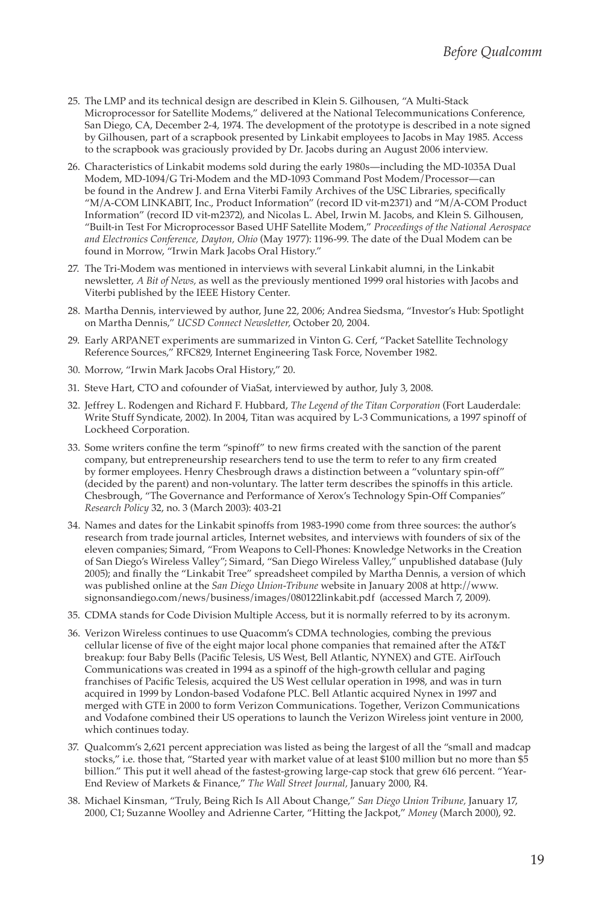25. The LMP and its technical design are described in Klein S. Gilhousen, "A Multi-Stack Microprocessor for Satellite Modems," delivered at the National Telecommunications Conference, San Diego, CA, December 2-4, 1974. The development of the prototype is described in a note signed by Gilhousen, part of a scrapbook presented by Linkabit employees to Jacobs in May 1985. Access to the scrapbook was graciously provided by Dr. Jacobs during an August 2006 interview.

26. Characteristics of Linkabit modems sold during the early 1980s—including the MD-1035A Dual Modem, MD-1094/G Tri-Modem and the MD-1093 Command Post Modem/Processor—can be found in the Andrew J. and Erna Viterbi Family Archives of the USC Libraries, specifically "M/A-COM LINKABIT, Inc., Product Information" (record ID vit-m2371) and "M/A-COM Product Information" (record ID vit-m2372), and Nicolas L. Abel, Irwin M. Jacobs, and Klein S. Gilhousen, "Built-in Test For Microprocessor Based UHF Satellite Modem," *Proceedings of the National Aerospace and Electronics Conference, Dayton, Ohio* (May 1977): 1196-99. The date of the Dual Modem can be found in Morrow, "Irwin Mark Jacobs Oral History."

27. The Tri-Modem was mentioned in interviews with several Linkabit alumni, in the Linkabit newsletter, *A Bit of News,* as well as the previously mentioned 1999 oral histories with Jacobs and Viterbi published by the IEEE History Center.

28. Martha Dennis, interviewed by author, June 22, 2006; Andrea Siedsma, "Investor's Hub: Spotlight on Martha Dennis," *UCSD Connect Newsletter,* October 20, 2004.

29. Early ARPANET experiments are summarized in Vinton G. Cerf, "Packet Satellite Technology Reference Sources," RFC829, Internet Engineering Task Force, November 1982.

30. Morrow, "Irwin Mark Jacobs Oral History," 20.

31. Steve Hart, CTO and cofounder of ViaSat, interviewed by author, July 3, 2008.

32. Jeffrey L. Rodengen and Richard F. Hubbard, *The Legend of the Titan Corporation* (Fort Lauderdale: Write Stuff Syndicate, 2002). In 2004, Titan was acquired by L-3 Communications, a 1997 spinoff of Lockheed Corporation.

33. Some writers confine the term "spinoff" to new firms created with the sanction of the parent company, but entrepreneurship researchers tend to use the term to refer to any firm created by former employees. Henry Chesbrough draws a distinction between a "voluntary spin-off" (decided by the parent) and non-voluntary. The latter term describes the spinoffs in this article. Chesbrough, "The Governance and Performance of Xerox's Technology Spin-Off Companies" *Research Policy* 32, no. 3 (March 2003): 403-21

34. Names and dates for the Linkabit spinoffs from 1983-1990 come from three sources: the author's research from trade journal articles, Internet websites, and interviews with founders of six of the eleven companies; Simard, "From Weapons to Cell-Phones: Knowledge Networks in the Creation of San Diego's Wireless Valley"; Simard, "San Diego Wireless Valley," unpublished database (July 2005); and finally the "Linkabit Tree" spreadsheet compiled by Martha Dennis, a version of which was published online at the *San Diego Union-Tribune* website in January 2008 at http://www.signonsandiego.com/news/business/images/080122linkabit.pdf (accessed March 7, 2009).

35. CDMA stands for Code Division Multiple Access, but it is normally referred to by its acronym.

36. Verizon Wireless continues to use Quacomm's CDMA technologies, combing the previous cellular license of five of the eight major local phone companies that remained after the AT&T breakup: four Baby Bells (Pacific Telesis, US West, Bell Atlantic, NYNEX) and GTE. AirTouch Communications was created in 1994 as a spinoff of the high-growth cellular and paging franchises of Pacific Telesis, acquired the US West cellular operation in 1998, and was in turn acquired in 1999 by London-based Vodafone PLC. Bell Atlantic acquired Nynex in 1997 and merged with GTE in 2000 to form Verizon Communications. Together, Verizon Communications and Vodafone combined their US operations to launch the Verizon Wireless joint venture in 2000, which continues today.

37. Qualcomm's 2,621 percent appreciation was listed as being the largest of all the "small and madcap stocks," i.e. those that, "Started year with market value of at least $100 million but no more than $5 billion." This put it well ahead of the fastest-growing large-cap stock that grew 616 percent. "Year-End Review of Markets & Finance," *The Wall Street Journal,* January 2000, R4.

38. Michael Kinsman, "Truly, Being Rich Is All About Change," *San Diego Union Tribune,* January 17, 2000, C1; Suzanne Woolley and Adrienne Carter, "Hitting the Jackpot," *Money* (March 2000), 92.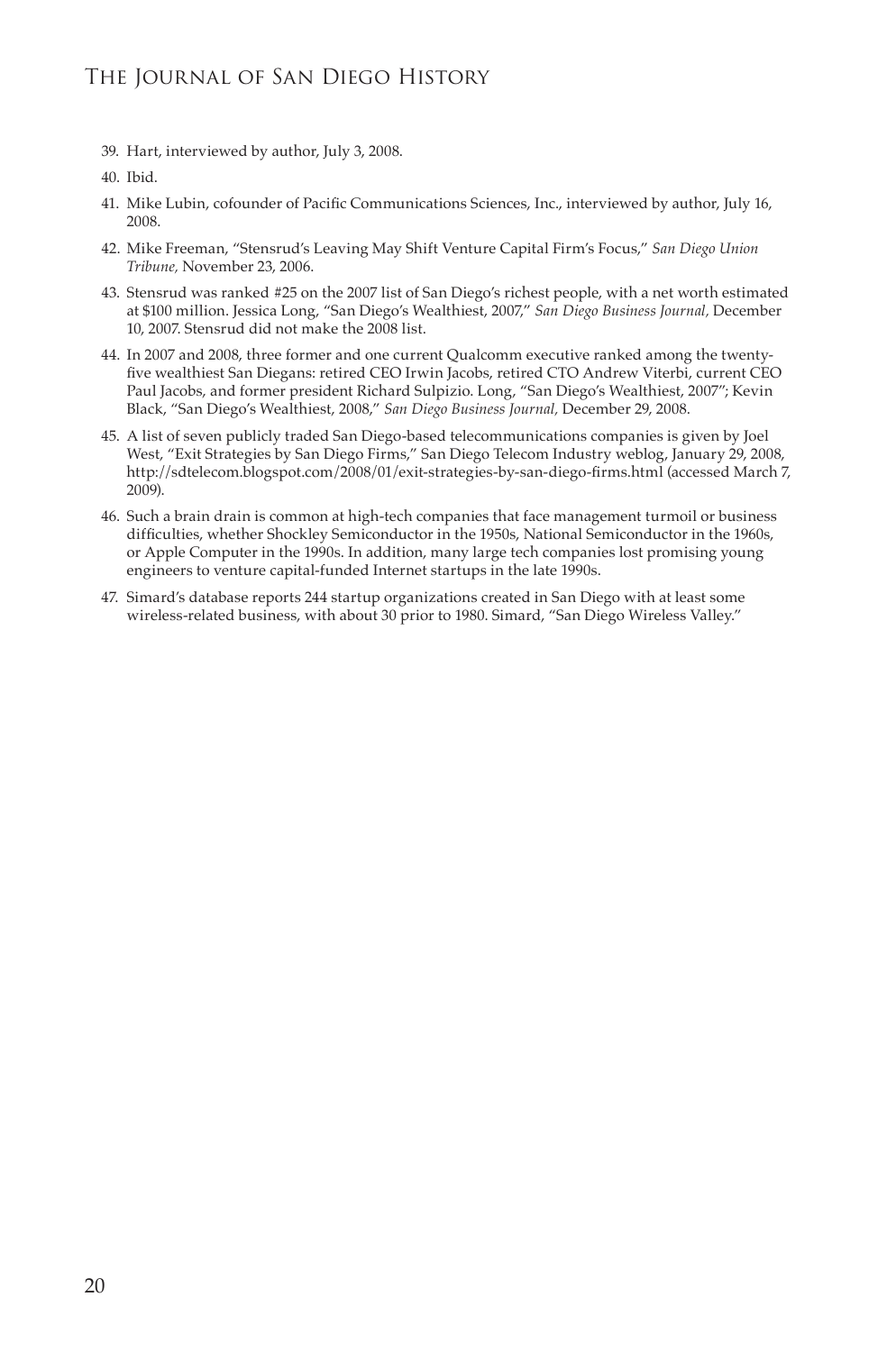39. Hart, interviewed by author, July 3, 2008.

40. Ibid.

41. Mike Lubin, cofounder of Pacific Communications Sciences, Inc., interviewed by author, July 16, 2008.

42. Mike Freeman, "Stensrud's Leaving May Shift Venture Capital Firm's Focus," *San Diego Union Tribune,* November 23, 2006.

43. Stensrud was ranked #25 on the 2007 list of San Diego's richest people, with a net worth estimated at $100 million. Jessica Long, "San Diego's Wealthiest, 2007," *San Diego Business Journal,* December 10, 2007. Stensrud did not make the 2008 list.

44. In 2007 and 2008, three former and one current Qualcomm executive ranked among the twenty-five wealthiest San Diegans: retired CEO Irwin Jacobs, retired CTO Andrew Viterbi, current CEO Paul Jacobs, and former president Richard Sulpizio. Long, "San Diego's Wealthiest, 2007"; Kevin Black, "San Diego's Wealthiest, 2008," *San Diego Business Journal,* December 29, 2008.

45. A list of seven publicly traded San Diego-based telecommunications companies is given by Joel West, "Exit Strategies by San Diego Firms," San Diego Telecom Industry weblog, January 29, 2008, http://sdtelecom.blogspot.com/2008/01/exit-strategies-by-san-diego-firms.html (accessed March 7, 2009).

46. Such a brain drain is common at high-tech companies that face management turmoil or business difficulties, whether Shockley Semiconductor in the 1950s, National Semiconductor in the 1960s, or Apple Computer in the 1990s. In addition, many large tech companies lost promising young engineers to venture capital-funded Internet startups in the late 1990s.

47. Simard's database reports 244 startup organizations created in San Diego with at least some wireless-related business, with about 30 prior to 1980. Simard, "San Diego Wireless Valley."